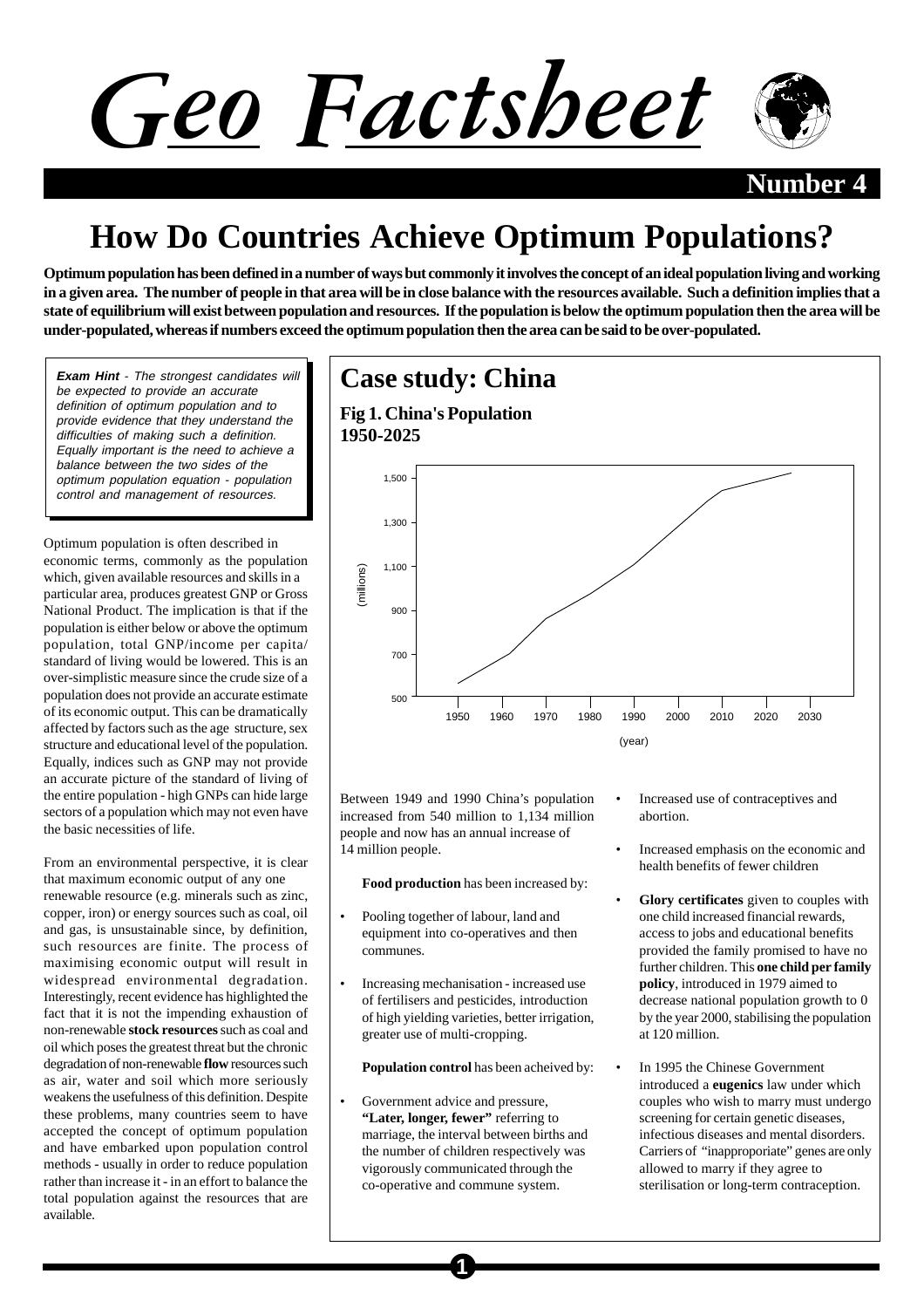# Geo Factsheet

**Number 4**

# How Do Countries Achieve Optimum Populations?

**Optimum population has been defined in a number of ways but commonly it involves the concept of an ideal population living and working in a given area. The number of people in that area will be in close balance with the resources available. Such a definition implies that a state of equilibrium will exist between population and resources. If the population is below the optimum population then the area will be under-populated, whereas if numbers exceed the optimum population then the area can be said to be over-populated.**

***Exam Hint** - The strongest candidates will be expected to provide an accurate definition of optimum population and to provide evidence that they understand the difficulties of making such a definition. Equally important is the need to achieve a balance between the two sides of the optimum population equation - population control and management of resources.*

Optimum population is often described in economic terms, commonly as the population which, given available resources and skills in a particular area, produces greatest GNP or Gross National Product. The implication is that if the population is either below or above the optimum population, total GNP/income per capita/ standard of living would be lowered. This is an over-simplistic measure since the crude size of a population does not provide an accurate estimate of its economic output. This can be dramatically affected by factors such as the age structure, sex structure and educational level of the population. Equally, indices such as GNP may not provide an accurate picture of the standard of living of the entire population - high GNPs can hide large sectors of a population which may not even have the basic necessities of life.

From an environmental perspective, it is clear that maximum economic output of any one renewable resource (e.g. minerals such as zinc, copper, iron) or energy sources such as coal, oil and gas, is unsustainable since, by definition, such resources are finite. The process of maximising economic output will result in widespread environmental degradation. Interestingly, recent evidence has highlighted the fact that it is not the impending exhaustion of non-renewable **stock resources** such as coal and oil which poses the greatest threat but the chronic degradation of non-renewable **flow** resources such as air, water and soil which more seriously weakens the usefulness of this definition. Despite these problems, many countries seem to have accepted the concept of optimum population and have embarked upon population control methods - usually in order to reduce population rather than increase it - in an effort to balance the total population against the resources that are available.

## Case study: China

**Fig 1. China's Population 1950-2025**

Between 1949 and 1990 China's population increased from 540 million to 1,134 million people and now has an annual increase of 14 million people.

**Food production** has been increased by:

- Pooling together of labour, land and equipment into co-operatives and then communes.
- Increasing mechanisation - increased use of fertilisers and pesticides, introduction of high yielding varieties, better irrigation, greater use of multi-cropping.

**Population control** has been acheived by:

- Government advice and pressure, **"Later, longer, fewer"** referring to marriage, the interval between births and the number of children respectively was vigorously communicated through the co-operative and commune system.
- Increased use of contraceptives and abortion.
- Increased emphasis on the economic and health benefits of fewer children
- **Glory certificates** given to couples with one child increased financial rewards, access to jobs and educational benefits provided the family promised to have no further children. This **one child per family policy**, introduced in 1979 aimed to decrease national population growth to 0 by the year 2000, stabilising the population at 120 million.
- In 1995 the Chinese Government introduced a **eugenics** law under which couples who wish to marry must undergo screening for certain genetic diseases, infectious diseases and mental disorders. Carriers of "inapproporiate" genes are only allowed to marry if they agree to sterilisation or long-term contraception.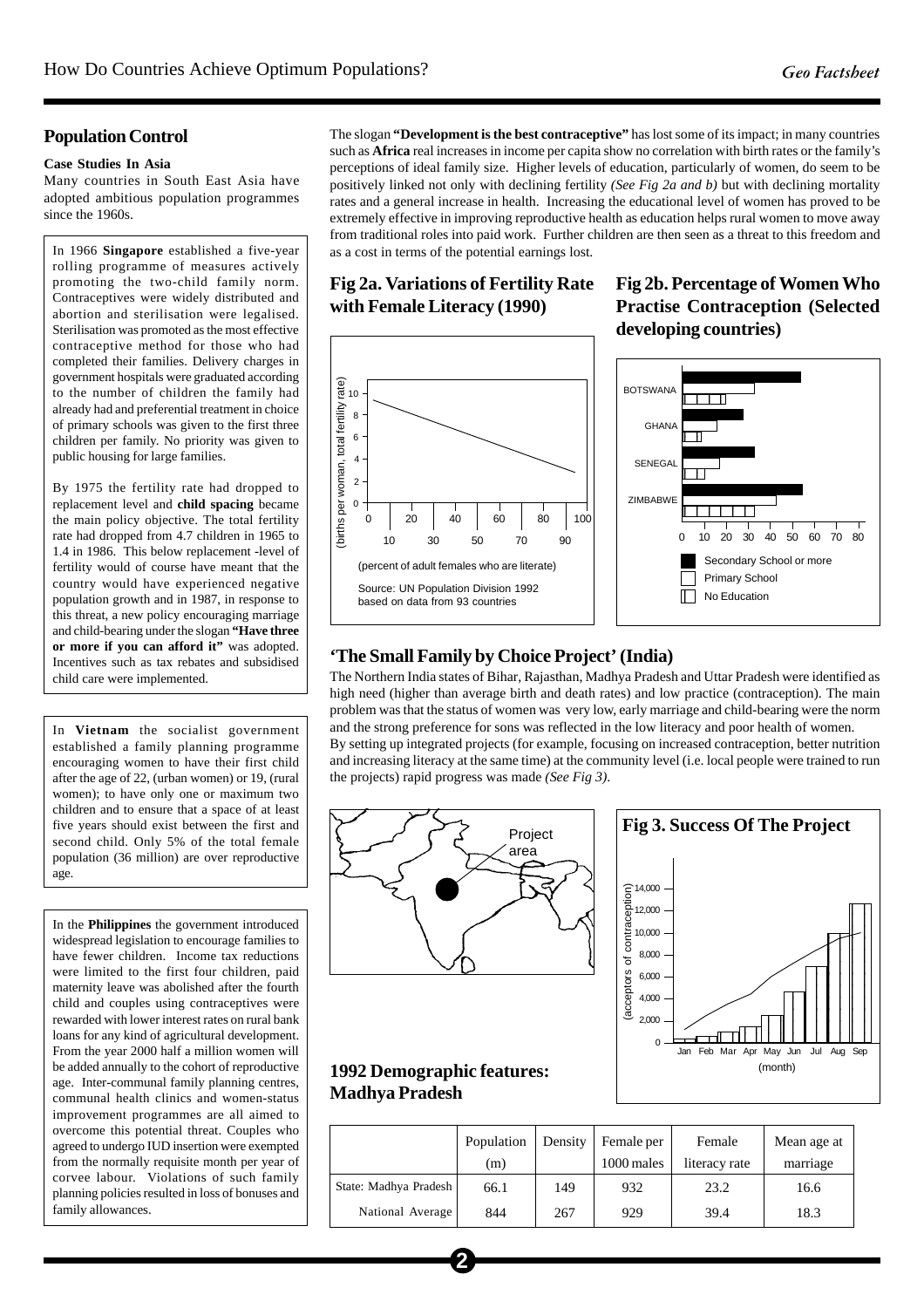## Population Control

**Case Studies In Asia**

Many countries in South East Asia have adopted ambitious population programmes since the 1960s.

In 1966 **Singapore** established a five-year rolling programme of measures actively promoting the two-child family norm. Contraceptives were widely distributed and abortion and sterilisation were legalised. Sterilisation was promoted as the most effective contraceptive method for those who had completed their families. Delivery charges in government hospitals were graduated according to the number of children the family had already had and preferential treatment in choice of primary schools was given to the first three children per family. No priority was given to public housing for large families.

By 1975 the fertility rate had dropped to replacement level and **child spacing** became the main policy objective. The total fertility rate had dropped from 4.7 children in 1965 to 1.4 in 1986. This below replacement -level of fertility would of course have meant that the country would have experienced negative population growth and in 1987, in response to this threat, a new policy encouraging marriage and child-bearing under the slogan **"Have three or more if you can afford it"** was adopted. Incentives such as tax rebates and subsidised child care were implemented.

In **Vietnam** the socialist government established a family planning programme encouraging women to have their first child after the age of 22, (urban women) or 19, (rural women); to have only one or maximum two children and to ensure that a space of at least five years should exist between the first and second child. Only 5% of the total female population (36 million) are over reproductive age.

In the **Philippines** the government introduced widespread legislation to encourage families to have fewer children. Income tax reductions were limited to the first four children, paid maternity leave was abolished after the fourth child and couples using contraceptives were rewarded with lower interest rates on rural bank loans for any kind of agricultural development. From the year 2000 half a million women will be added annually to the cohort of reproductive age. Inter-communal family planning centres, communal health clinics and women-status improvement programmes are all aimed to overcome this potential threat. Couples who agreed to undergo IUD insertion were exempted from the normally requisite month per year of corvee labour. Violations of such family planning policies resulted in loss of bonuses and family allowances.

The slogan **"Development is the best contraceptive"** has lost some of its impact; in many countries such as **Africa** real increases in income per capita show no correlation with birth rates or the family's perceptions of ideal family size. Higher levels of education, particularly of women, do seem to be positively linked not only with declining fertility *(See Fig 2a and b)* but with declining mortality rates and a general increase in health. Increasing the educational level of women has proved to be extremely effective in improving reproductive health as education helps rural women to move away from traditional roles into paid work. Further children are then seen as a threat to this freedom and as a cost in terms of the potential earnings lost.

### Fig 2a. Variations of Fertility Rate with Female Literacy (1990)

(births per woman, total fertility rate)

(percent of adult females who are literate)

Source: UN Population Division 1992 based on data from 93 countries

### Fig 2b. Percentage of Women Who Practise Contraception (Selected developing countries)

BOTSWANA, GHANA, SENEGAL, ZIMBABWE

Secondary School or more; Primary School; No Education

### 'The Small Family by Choice Project' (India)

The Northern India states of Bihar, Rajasthan, Madhya Pradesh and Uttar Pradesh were identified as high need (higher than average birth and death rates) and low practice (contraception). The main problem was that the status of women was very low, early marriage and child-bearing were the norm and the strong preference for sons was reflected in the low literacy and poor health of women.

By setting up integrated projects (for example, focusing on increased contraception, better nutrition and increasing literacy at the same time) at the community level (i.e. local people were trained to run the projects) rapid progress was made *(See Fig 3)*.

Project area

### Fig 3. Success Of The Project

(acceptors of contraception)

(month)

### 1992 Demographic features: Madhya Pradesh

| | Population (m) | Density | Female per 1000 males | Female literacy rate | Mean age at marriage |
|---|---|---|---|---|---|
| State: Madhya Pradesh | 66.1 | 149 | 932 | 23.2 | 16.6 |
| National Average | 844 | 267 | 929 | 39.4 | 18.3 |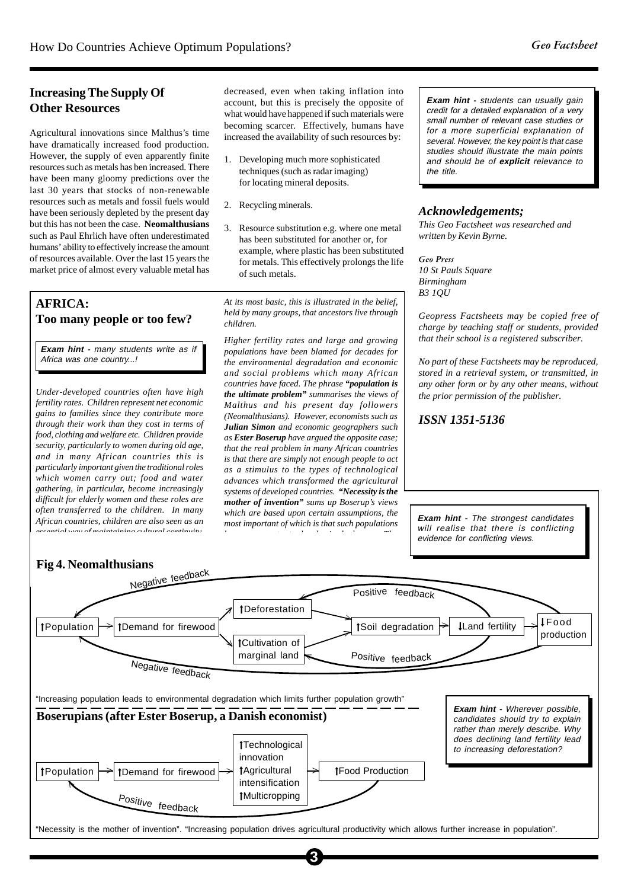## Increasing The Supply Of Other Resources

Agricultural innovations since Malthus's time have dramatically increased food production. However, the supply of even apparently finite resources such as metals has ben increased. There have been many gloomy predictions over the last 30 years that stocks of non-renewable resources such as metals and fossil fuels would have been seriously depleted by the present day but this has not been the case. **Neomalthusians** such as Paul Ehrlich have often underestimated humans' ability to effectively increase the amount of resources available. Over the last 15 years the market price of almost every valuable metal has decreased, even when taking inflation into account, but this is precisely the opposite of what would have happened if such materials were becoming scarcer. Effectively, humans have increased the availability of such resources by:

1. Developing much more sophisticated techniques (such as radar imaging) for locating mineral deposits.
2. Recycling minerals.
3. Resource substitution e.g. where one metal has been substituted for another or, for example, where plastic has been substituted for metals. This effectively prolongs the life of such metals.

> ***Exam hint -*** *students can usually gain credit for a detailed explanation of a very small number of relevant case studies or for a more superficial explanation of several. However, the key point is that case studies should illustrate the main points and should be of* ***explicit*** *relevance to the title.*

### *Acknowledgements;*

*This Geo Factsheet was researched and written by Kevin Byrne.*

*Geo Press*
*10 St Pauls Square*
*Birmingham*
*B3 1QU*

*Geopress Factsheets may be copied free of charge by teaching staff or students, provided that their school is a registered subscriber.*

*No part of these Factsheets may be reproduced, stored in a retrieval system, or transmitted, in any other form or by any other means, without the prior permission of the publisher.*

***ISSN 1351-5136***

## AFRICA: Too many people or too few?

> ***Exam hint -*** *many students write as if Africa was one country...!*

*Under-developed countries often have high fertility rates. Children represent net economic gains to families since they contribute more through their work than they cost in terms of food, clothing and welfare etc. Children provide security, particularly to women during old age, and in many African countries this is particularly important given the traditional roles which women carry out; food and water gathering, in particular, become increasingly difficult for elderly women and these roles are often transferred to the children. In many African countries, children are also seen as an essential way of maintaining cultural continuity. At its most basic, this is illustrated in the belief, held by many groups, that ancestors live through children.*

*Higher fertility rates and large and growing populations have been blamed for decades for the environmental degradation and economic and social problems which many African countries have faced. The phrase **"population is the ultimate problem"** summarises the views of Malthus and his present day followers (Neomalthusians). However, economists such as **Julian Simon** and economic geographers such as **Ester Boserup** have argued the opposite case; that the real problem in many African countries is that there are simply not enough people to act as a stimulus to the types of technological advances which transformed the agricultural systems of developed countries. **"Necessity is the mother of invention"** sums up Boserup's views which are based upon certain assumptions, the most important of which is that such populations*

> ***Exam hint -*** *The strongest candidates will realise that there is conflicting evidence for conflicting views.*

### Fig 4. Neomalthusians

↑Population → ↑Demand for firewood → ↑Deforestation / ↑Cultivation of marginal land → ↑Soil degradation → ↓Land fertility → ↓Food production

Negative feedback

Positive feedback

Positive feedback

Negative feedback

"Increasing population leads to environmental degradation which limits further population growth"

### Boserupians (after Ester Boserup, a Danish economist)

↑Population → ↑Demand for firewood → ↑Technological innovation / ↑Agricultural intensification / ↑Multicropping → ↑Food Production

Positive feedback

> ***Exam hint -*** *Wherever possible, candidates should try to explain rather than merely describe. Why does declining land fertility lead to increasing deforestation?*

"Necessity is the mother of invention". "Increasing population drives agricultural productivity which allows further increase in population".